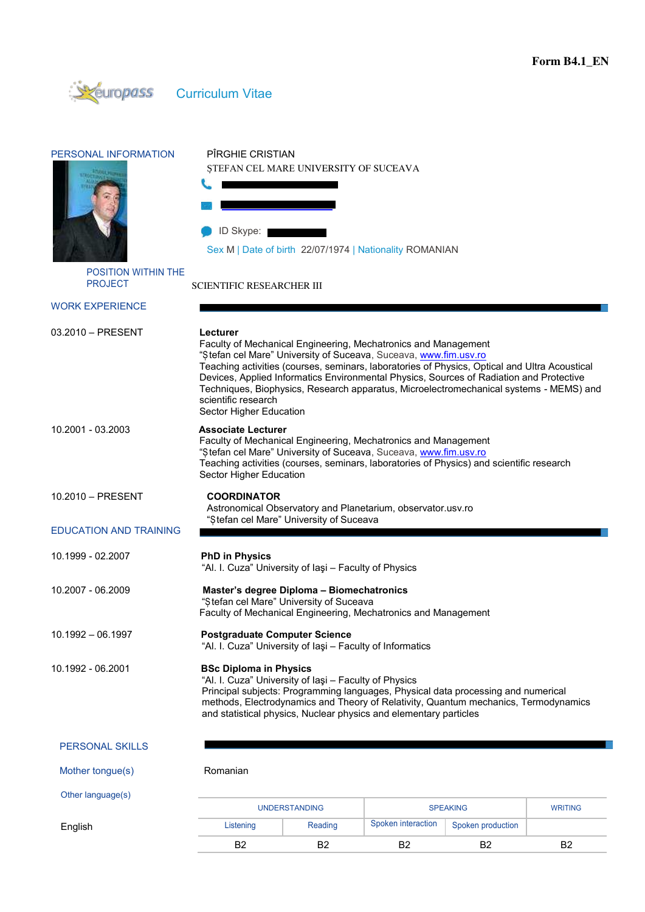Form B4.1_EN

europass Curriculum Vitae

## PERSONAL INFORMATION

PÎRGHIE CRISTIAN

ȘTEFAN CEL MARE UNIVERSITY OF SUCEAVA

ID Skype:

Sex M | Date of birth 22/07/1974 | Nationality ROMANIAN

**POSITION WITHIN THE PROJECT** SCIENTIFIC RESEARCHER III

## WORK EXPERIENCE

03.2010 – PRESENT

**Lecturer**
Faculty of Mechanical Engineering, Mechatronics and Management
"Ştefan cel Mare" University of Suceava, Suceava, www.fim.usv.ro
Teaching activities (courses, seminars, laboratories of Physics, Optical and Ultra Acoustical Devices, Applied Informatics Environmental Physics, Sources of Radiation and Protective Techniques, Biophysics, Research apparatus, Microelectromechanical systems - MEMS) and scientific research
Sector Higher Education

10.2001 - 03.2003

**Associate Lecturer**
Faculty of Mechanical Engineering, Mechatronics and Management
"Ştefan cel Mare" University of Suceava, Suceava, www.fim.usv.ro
Teaching activities (courses, seminars, laboratories of Physics) and scientific research
Sector Higher Education

10.2010 – PRESENT

**COORDINATOR**
Astronomical Observatory and Planetarium, observator.usv.ro
"Ştefan cel Mare" University of Suceava

## EDUCATION AND TRAINING

10.1999 - 02.2007

**PhD in Physics**
"Al. I. Cuza" University of Iaşi – Faculty of Physics

10.2007 - 06.2009

**Master's degree Diploma – Biomechatronics**
"Ştefan cel Mare" University of Suceava
Faculty of Mechanical Engineering, Mechatronics and Management

10.1992 – 06.1997

**Postgraduate Computer Science**
"Al. I. Cuza" University of Iaşi – Faculty of Informatics

10.1992 - 06.2001

**BSc Diploma in Physics**
"Al. I. Cuza" University of Iaşi – Faculty of Physics
Principal subjects: Programming languages, Physical data processing and numerical methods, Electrodynamics and Theory of Relativity, Quantum mechanics, Termodynamics and statistical physics, Nuclear physics and elementary particles

## PERSONAL SKILLS

Mother tongue(s): Romanian

Other language(s)

| | UNDERSTANDING | | SPEAKING | | WRITING |
|---|---|---|---|---|---|
| | Listening | Reading | Spoken interaction | Spoken production | |
| English | B2 | B2 | B2 | B2 | B2 |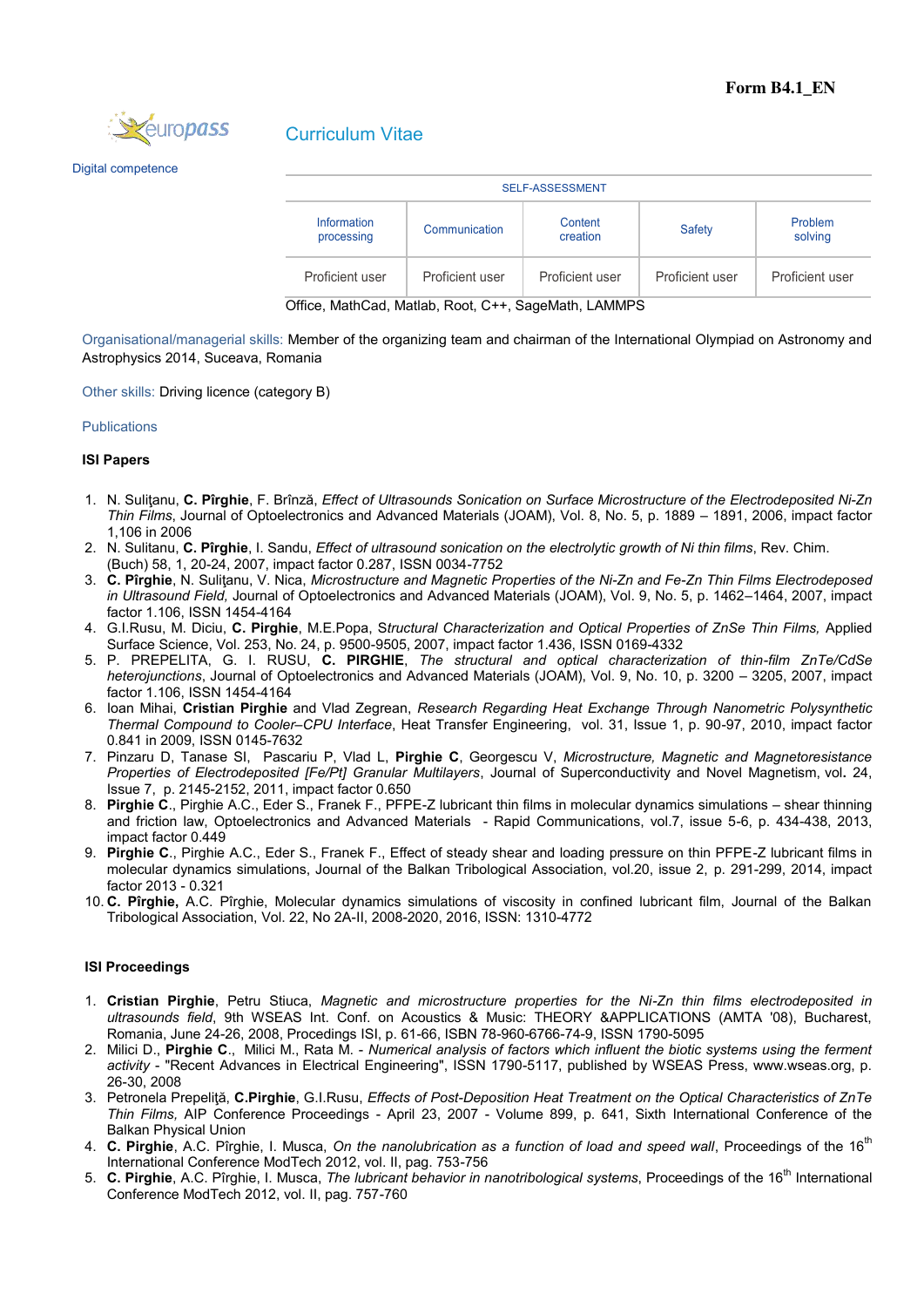Form B4.1_EN

europass

# Curriculum Vitae

Digital competence

| SELF-ASSESSMENT | | | | |
|---|---|---|---|---|
| Information processing | Communication | Content creation | Safety | Problem solving |
| Proficient user | Proficient user | Proficient user | Proficient user | Proficient user |

Office, MathCad, Matlab, Root, C++, SageMath, LAMMPS

Organisational/managerial skills: Member of the organizing team and chairman of the International Olympiad on Astronomy and Astrophysics 2014, Suceava, Romania

Other skills: Driving licence (category B)

Publications

**ISI Papers**

1. N. Suliţanu, **C. Pîrghie**, F. Brînză, *Effect of Ultrasounds Sonication on Surface Microstructure of the Electrodeposited Ni-Zn Thin Films*, Journal of Optoelectronics and Advanced Materials (JOAM), Vol. 8, No. 5, p. 1889 – 1891, 2006, impact factor 1,106 in 2006
2. N. Sulitanu, **C. Pîrghie**, I. Sandu, *Effect of ultrasound sonication on the electrolytic growth of Ni thin films*, Rev. Chim. (Buch) 58, 1, 20-24, 2007, impact factor 0.287, ISSN 0034-7752
3. **C. Pîrghie**, N. Suliţanu, V. Nica, *Microstructure and Magnetic Properties of the Ni-Zn and Fe-Zn Thin Films Electrodeposed in Ultrasound Field,* Journal of Optoelectronics and Advanced Materials (JOAM), Vol. 9, No. 5, p. 1462–1464, 2007, impact factor 1.106, ISSN 1454-4164
4. G.I.Rusu, M. Diciu, **C. Pirghie**, M.E.Popa, S*tructural Characterization and Optical Properties of ZnSe Thin Films,* Applied Surface Science, Vol. 253, No. 24, p. 9500-9505, 2007, impact factor 1.436, ISSN 0169-4332
5. P. PREPELITA, G. I. RUSU, **C. PIRGHIE**, *The structural and optical characterization of thin-film ZnTe/CdSe heterojunctions*, Journal of Optoelectronics and Advanced Materials (JOAM), Vol. 9, No. 10, p. 3200 – 3205, 2007, impact factor 1.106, ISSN 1454-4164
6. Ioan Mihai, **Cristian Pirghie** and Vlad Zegrean, *Research Regarding Heat Exchange Through Nanometric Polysynthetic Thermal Compound to Cooler–CPU Interface*, Heat Transfer Engineering, vol. 31, Issue 1, p. 90-97, 2010, impact factor 0.841 in 2009, ISSN 0145-7632
7. Pinzaru D, Tanase SI, Pascariu P, Vlad L, **Pirghie C**, Georgescu V, *Microstructure, Magnetic and Magnetoresistance Properties of Electrodeposited [Fe/Pt] Granular Multilayers*, Journal of Superconductivity and Novel Magnetism, vol**.** 24, Issue 7, p. 2145-2152, 2011, impact factor 0.650
8. **Pirghie C**., Pirghie A.C., Eder S., Franek F., PFPE-Z lubricant thin films in molecular dynamics simulations – shear thinning and friction law, Optoelectronics and Advanced Materials - Rapid Communications, vol.7, issue 5-6, p. 434-438, 2013, impact factor 0.449
9. **Pirghie C**., Pirghie A.C., Eder S., Franek F., Effect of steady shear and loading pressure on thin PFPE-Z lubricant films in molecular dynamics simulations, Journal of the Balkan Tribological Association, vol.20, issue 2, p. 291-299, 2014, impact factor 2013 - 0.321
10. **C. Pîrghie,** A.C. Pîrghie, Molecular dynamics simulations of viscosity in confined lubricant film, Journal of the Balkan Tribological Association, Vol. 22, No 2A-II, 2008-2020, 2016, ISSN: 1310-4772

**ISI Proceedings**

1. **Cristian Pirghie**, Petru Stiuca, *Magnetic and microstructure properties for the Ni-Zn thin films electrodeposited in ultrasounds field*, 9th WSEAS Int. Conf. on Acoustics & Music: THEORY &APPLICATIONS (AMTA '08), Bucharest, Romania, June 24-26, 2008, Procedings ISI, p. 61-66, ISBN 78-960-6766-74-9, ISSN 1790-5095
2. Milici D., **Pirghie C**., Milici M., Rata M. - *Numerical analysis of factors which influent the biotic systems using the ferment activity* - "Recent Advances in Electrical Engineering", ISSN 1790-5117, published by WSEAS Press, www.wseas.org, p. 26-30, 2008
3. Petronela Prepeliţă, **C.Pirghie**, G.I.Rusu, *Effects of Post-Deposition Heat Treatment on the Optical Characteristics of ZnTe Thin Films,* AIP Conference Proceedings - April 23, 2007 - Volume 899, p. 641, Sixth International Conference of the Balkan Physical Union
4. **C. Pirghie**, A.C. Pîrghie, I. Musca, *On the nanolubrication as a function of load and speed wall*, Proceedings of the 16th International Conference ModTech 2012, vol. II, pag. 753-756
5. **C. Pirghie**, A.C. Pîrghie, I. Musca, *The lubricant behavior in nanotribological systems*, Proceedings of the 16th International Conference ModTech 2012, vol. II, pag. 757-760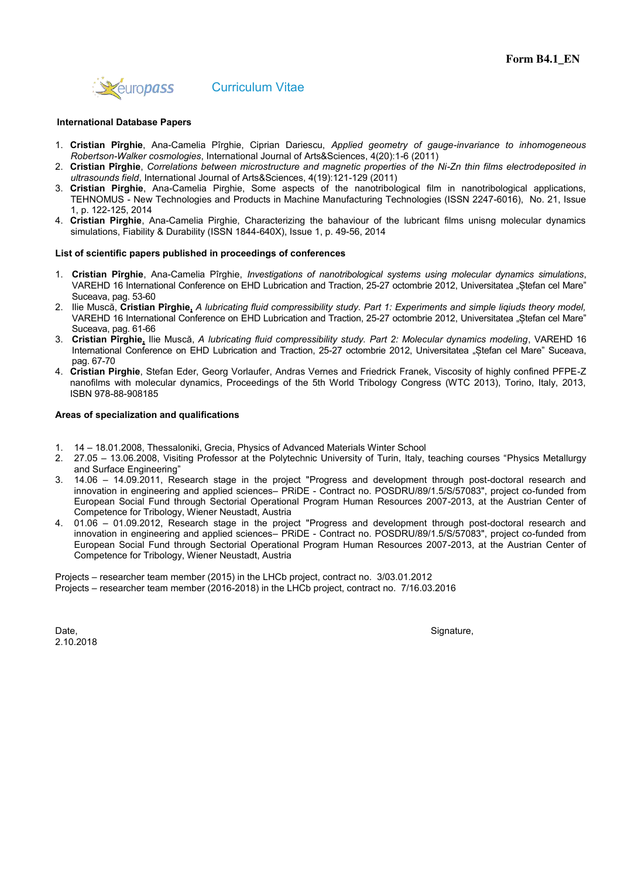Form B4.1_EN

europass Curriculum Vitae

**International Database Papers**

1. **Cristian Pîrghie**, Ana-Camelia Pîrghie, Ciprian Dariescu, *Applied geometry of gauge-invariance to inhomogeneous Robertson-Walker cosmologies*, International Journal of Arts&Sciences, 4(20):1-6 (2011)
2. **Cristian Pîrghie**, *Correlations between microstructure and magnetic properties of the Ni-Zn thin films electrodeposited in ultrasounds field*, International Journal of Arts&Sciences, 4(19):121-129 (2011)
3. **Cristian Pirghie**, Ana-Camelia Pirghie, Some aspects of the nanotribological film in nanotribological applications, TEHNOMUS - New Technologies and Products in Machine Manufacturing Technologies (ISSN 2247-6016), No. 21, Issue 1, p. 122-125, 2014
4. **Cristian Pirghie**, Ana-Camelia Pirghie, Characterizing the bahaviour of the lubricant films unisng molecular dynamics simulations, Fiability & Durability (ISSN 1844-640X), Issue 1, p. 49-56, 2014

**List of scientific papers published in proceedings of conferences**

1. **Cristian Pîrghie**, Ana-Camelia Pîrghie, *Investigations of nanotribological systems using molecular dynamics simulations*, VAREHD 16 International Conference on EHD Lubrication and Traction, 25-27 octombrie 2012, Universitatea „Ștefan cel Mare" Suceava, pag. 53-60
2. Ilie Muscă, **Cristian Pîrghie,** *A lubricating fluid compressibility study. Part 1: Experiments and simple liqiuds theory model,* VAREHD 16 International Conference on EHD Lubrication and Traction, 25-27 octombrie 2012, Universitatea „Ștefan cel Mare" Suceava, pag. 61-66
3. **Cristian Pîrghie,** Ilie Muscă, *A lubricating fluid compressibility study. Part 2: Molecular dynamics modeling*, VAREHD 16 International Conference on EHD Lubrication and Traction, 25-27 octombrie 2012, Universitatea „Ștefan cel Mare" Suceava, pag. 67-70
4. **Cristian Pirghie**, Stefan Eder, Georg Vorlaufer, Andras Vernes and Friedrick Franek, Viscosity of highly confined PFPE-Z nanofilms with molecular dynamics, Proceedings of the 5th World Tribology Congress (WTC 2013), Torino, Italy, 2013, ISBN 978-88-908185

**Areas of specialization and qualifications**

1. 14 – 18.01.2008, Thessaloniki, Grecia, Physics of Advanced Materials Winter School
2. 27.05 – 13.06.2008, Visiting Professor at the Polytechnic University of Turin, Italy, teaching courses "Physics Metallurgy and Surface Engineering"
3. 14.06 – 14.09.2011, Research stage in the project "Progress and development through post-doctoral research and innovation in engineering and applied sciences– PRiDE - Contract no. POSDRU/89/1.5/S/57083", project co-funded from European Social Fund through Sectorial Operational Program Human Resources 2007-2013, at the Austrian Center of Competence for Tribology, Wiener Neustadt, Austria
4. 01.06 – 01.09.2012, Research stage in the project "Progress and development through post-doctoral research and innovation in engineering and applied sciences– PRiDE - Contract no. POSDRU/89/1.5/S/57083", project co-funded from European Social Fund through Sectorial Operational Program Human Resources 2007-2013, at the Austrian Center of Competence for Tribology, Wiener Neustadt, Austria

Projects – researcher team member (2015) in the LHCb project, contract no. 3/03.01.2012
Projects – researcher team member (2016-2018) in the LHCb project, contract no. 7/16.03.2016

Date,
2.10.2018

Signature,